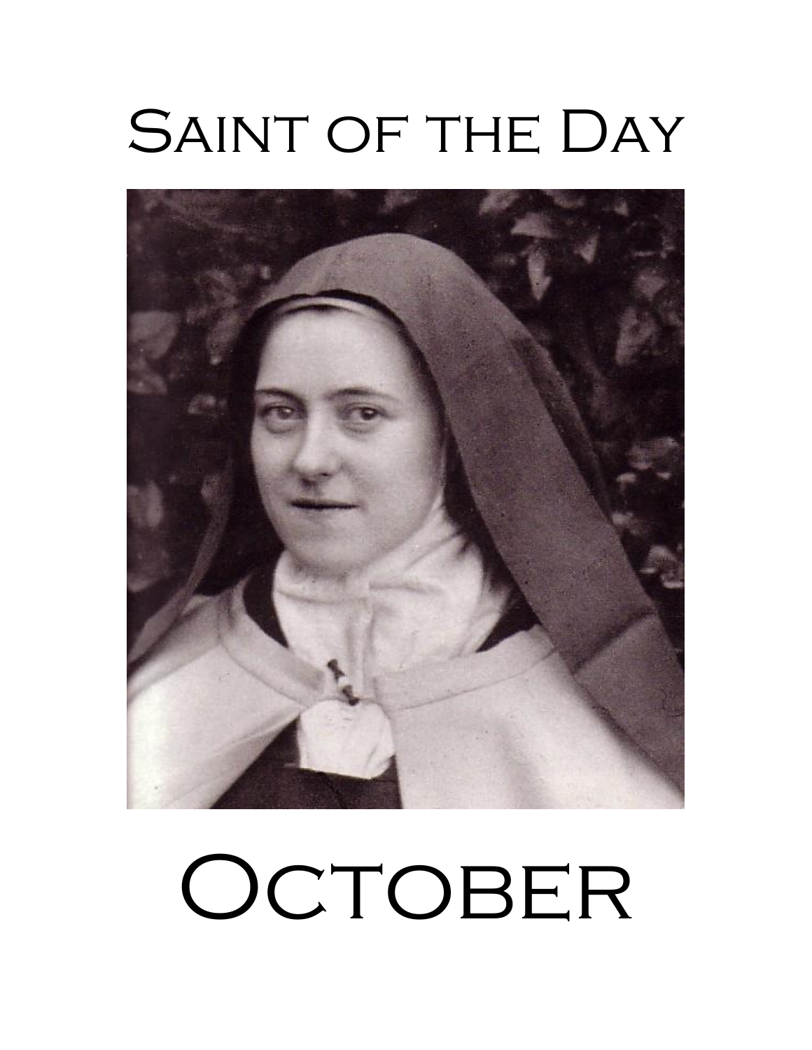# Saint of the Day

# October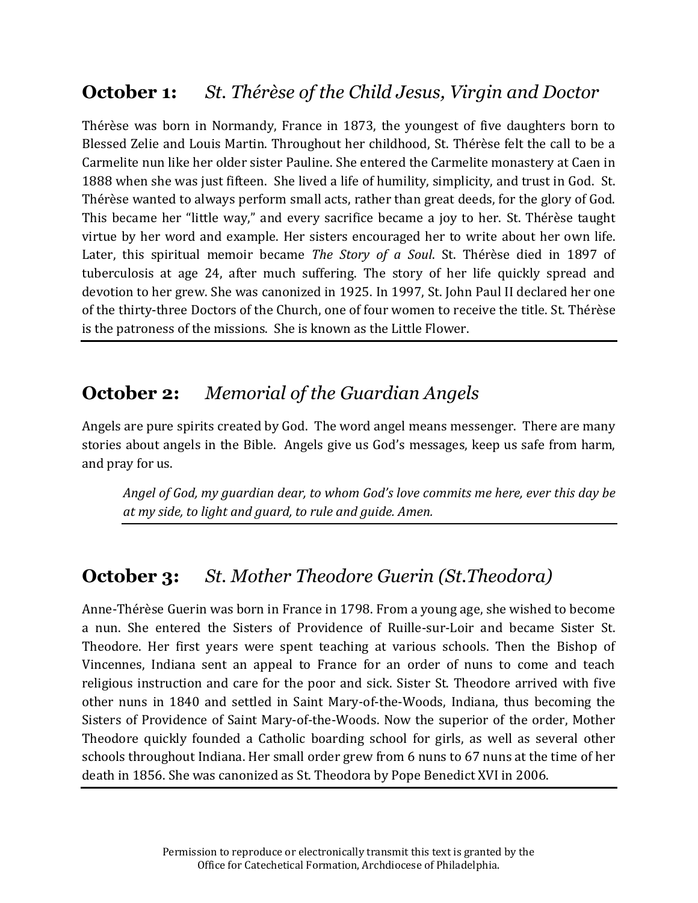## **October 1:** *St. Thérèse of the Child Jesus, Virgin and Doctor*

Thérèse was born in Normandy, France in 1873, the youngest of five daughters born to Blessed Zelie and Louis Martin. Throughout her childhood, St. Thérèse felt the call to be a Carmelite nun like her older sister Pauline. She entered the Carmelite monastery at Caen in 1888 when she was just fifteen. She lived a life of humility, simplicity, and trust in God. St. Thérèse wanted to always perform small acts, rather than great deeds, for the glory of God. This became her "little way," and every sacrifice became a joy to her. St. Thérèse taught virtue by her word and example. Her sisters encouraged her to write about her own life. Later, this spiritual memoir became *The Story of a Soul*. St. Thérèse died in 1897 of tuberculosis at age 24, after much suffering. The story of her life quickly spread and devotion to her grew. She was canonized in 1925. In 1997, St. John Paul II declared her one of the thirty-three Doctors of the Church, one of four women to receive the title. St. Thérèse is the patroness of the missions. She is known as the Little Flower.

---

## **October 2:** *Memorial of the Guardian Angels*

Angels are pure spirits created by God. The word angel means messenger. There are many stories about angels in the Bible. Angels give us God's messages, keep us safe from harm, and pray for us.

> *Angel of God, my guardian dear, to whom God's love commits me here, ever this day be at my side, to light and guard, to rule and guide. Amen.*

---

## **October 3:** *St. Mother Theodore Guerin (St.Theodora)*

Anne-Thérèse Guerin was born in France in 1798. From a young age, she wished to become a nun. She entered the Sisters of Providence of Ruille-sur-Loir and became Sister St. Theodore. Her first years were spent teaching at various schools. Then the Bishop of Vincennes, Indiana sent an appeal to France for an order of nuns to come and teach religious instruction and care for the poor and sick. Sister St. Theodore arrived with five other nuns in 1840 and settled in Saint Mary-of-the-Woods, Indiana, thus becoming the Sisters of Providence of Saint Mary-of-the-Woods. Now the superior of the order, Mother Theodore quickly founded a Catholic boarding school for girls, as well as several other schools throughout Indiana. Her small order grew from 6 nuns to 67 nuns at the time of her death in 1856. She was canonized as St. Theodora by Pope Benedict XVI in 2006.

---

Permission to reproduce or electronically transmit this text is granted by the Office for Catechetical Formation, Archdiocese of Philadelphia.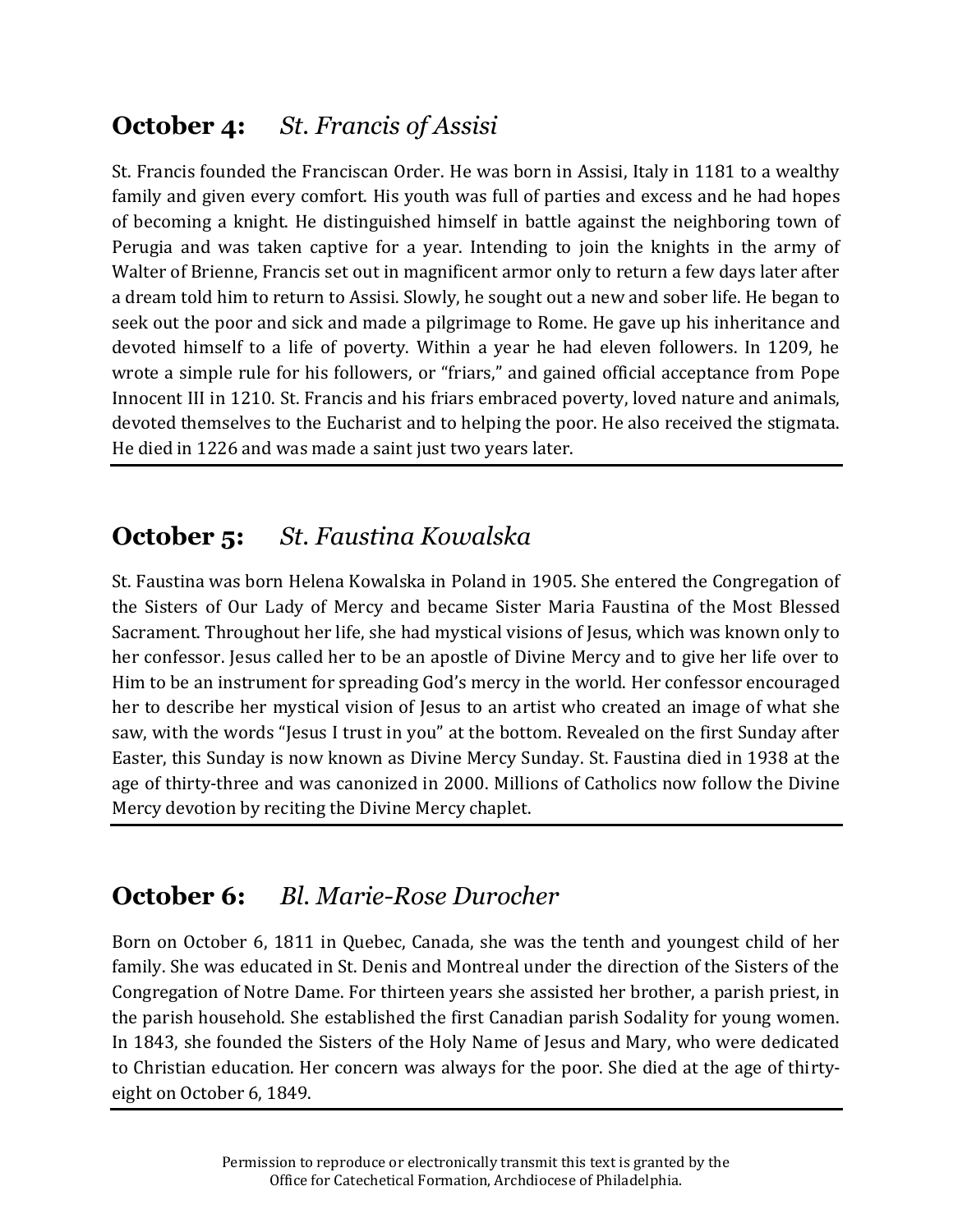## **October 4:** *St. Francis of Assisi*

St. Francis founded the Franciscan Order. He was born in Assisi, Italy in 1181 to a wealthy family and given every comfort. His youth was full of parties and excess and he had hopes of becoming a knight. He distinguished himself in battle against the neighboring town of Perugia and was taken captive for a year. Intending to join the knights in the army of Walter of Brienne, Francis set out in magnificent armor only to return a few days later after a dream told him to return to Assisi. Slowly, he sought out a new and sober life. He began to seek out the poor and sick and made a pilgrimage to Rome. He gave up his inheritance and devoted himself to a life of poverty. Within a year he had eleven followers. In 1209, he wrote a simple rule for his followers, or "friars," and gained official acceptance from Pope Innocent III in 1210. St. Francis and his friars embraced poverty, loved nature and animals, devoted themselves to the Eucharist and to helping the poor. He also received the stigmata. He died in 1226 and was made a saint just two years later.

---

## **October 5:** *St. Faustina Kowalska*

St. Faustina was born Helena Kowalska in Poland in 1905. She entered the Congregation of the Sisters of Our Lady of Mercy and became Sister Maria Faustina of the Most Blessed Sacrament. Throughout her life, she had mystical visions of Jesus, which was known only to her confessor. Jesus called her to be an apostle of Divine Mercy and to give her life over to Him to be an instrument for spreading God's mercy in the world. Her confessor encouraged her to describe her mystical vision of Jesus to an artist who created an image of what she saw, with the words "Jesus I trust in you" at the bottom. Revealed on the first Sunday after Easter, this Sunday is now known as Divine Mercy Sunday. St. Faustina died in 1938 at the age of thirty-three and was canonized in 2000. Millions of Catholics now follow the Divine Mercy devotion by reciting the Divine Mercy chaplet.

---

## **October 6:** *Bl. Marie-Rose Durocher*

Born on October 6, 1811 in Quebec, Canada, she was the tenth and youngest child of her family. She was educated in St. Denis and Montreal under the direction of the Sisters of the Congregation of Notre Dame. For thirteen years she assisted her brother, a parish priest, in the parish household. She established the first Canadian parish Sodality for young women. In 1843, she founded the Sisters of the Holy Name of Jesus and Mary, who were dedicated to Christian education. Her concern was always for the poor. She died at the age of thirty-eight on October 6, 1849.

---

Permission to reproduce or electronically transmit this text is granted by the Office for Catechetical Formation, Archdiocese of Philadelphia.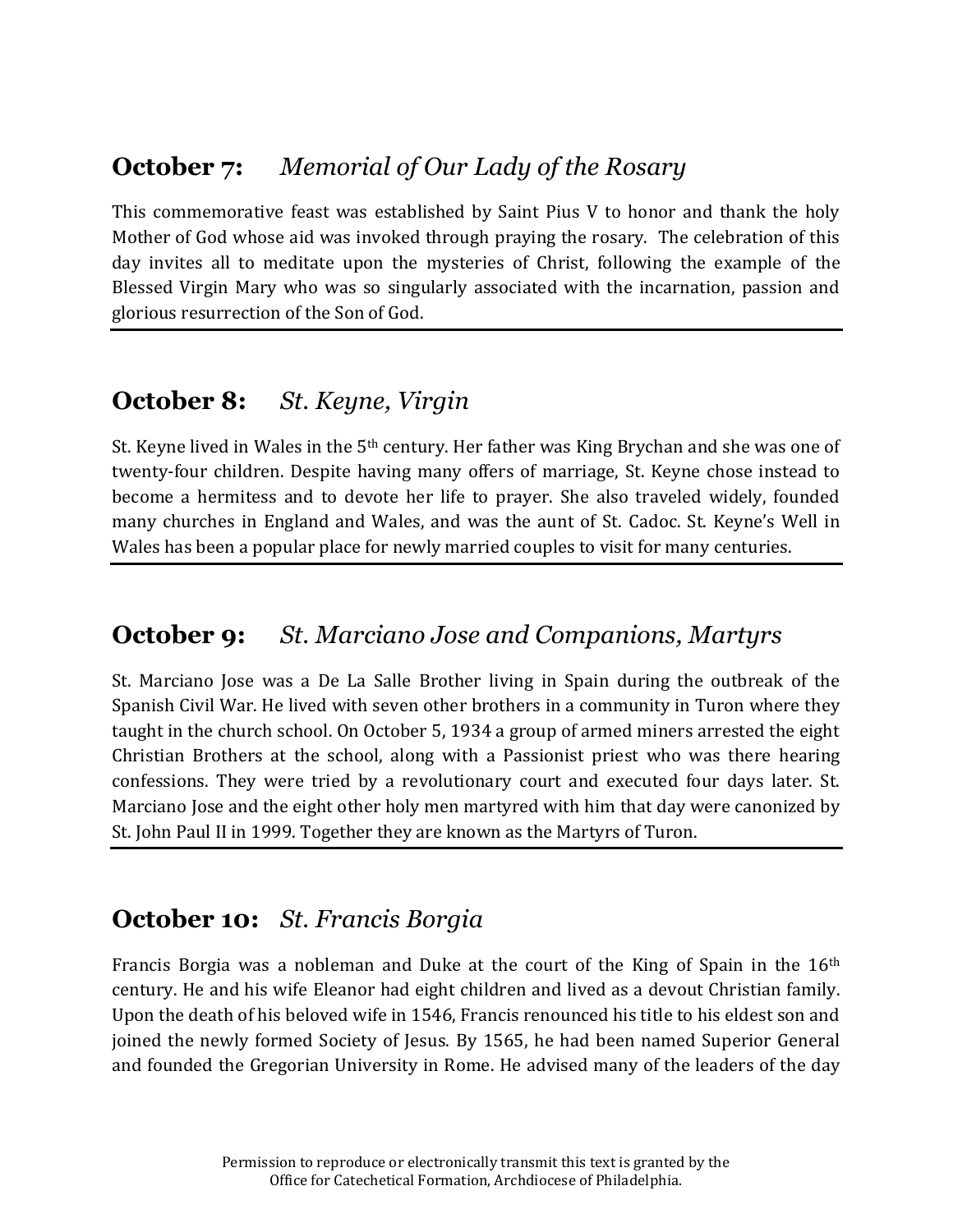## **October 7:** *Memorial of Our Lady of the Rosary*

This commemorative feast was established by Saint Pius V to honor and thank the holy Mother of God whose aid was invoked through praying the rosary. The celebration of this day invites all to meditate upon the mysteries of Christ, following the example of the Blessed Virgin Mary who was so singularly associated with the incarnation, passion and glorious resurrection of the Son of God.

---

## **October 8:** *St. Keyne, Virgin*

St. Keyne lived in Wales in the 5th century. Her father was King Brychan and she was one of twenty-four children. Despite having many offers of marriage, St. Keyne chose instead to become a hermitess and to devote her life to prayer. She also traveled widely, founded many churches in England and Wales, and was the aunt of St. Cadoc. St. Keyne's Well in Wales has been a popular place for newly married couples to visit for many centuries.

---

## **October 9:** *St. Marciano Jose and Companions, Martyrs*

St. Marciano Jose was a De La Salle Brother living in Spain during the outbreak of the Spanish Civil War. He lived with seven other brothers in a community in Turon where they taught in the church school. On October 5, 1934 a group of armed miners arrested the eight Christian Brothers at the school, along with a Passionist priest who was there hearing confessions. They were tried by a revolutionary court and executed four days later. St. Marciano Jose and the eight other holy men martyred with him that day were canonized by St. John Paul II in 1999. Together they are known as the Martyrs of Turon.

---

## **October 10:** *St. Francis Borgia*

Francis Borgia was a nobleman and Duke at the court of the King of Spain in the 16th century. He and his wife Eleanor had eight children and lived as a devout Christian family. Upon the death of his beloved wife in 1546, Francis renounced his title to his eldest son and joined the newly formed Society of Jesus. By 1565, he had been named Superior General and founded the Gregorian University in Rome. He advised many of the leaders of the day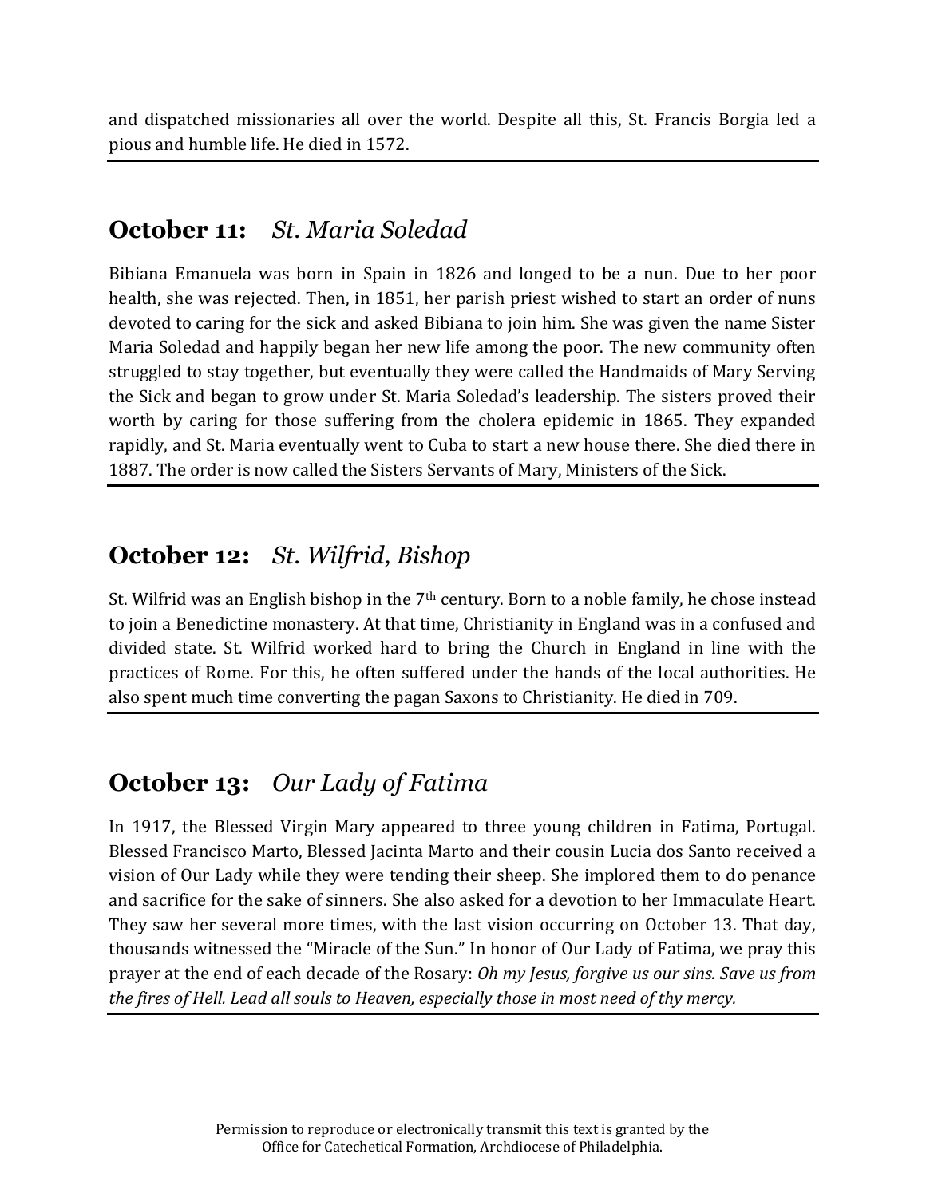and dispatched missionaries all over the world. Despite all this, St. Francis Borgia led a pious and humble life. He died in 1572.

---

## **October 11:** *St. Maria Soledad*

Bibiana Emanuela was born in Spain in 1826 and longed to be a nun. Due to her poor health, she was rejected. Then, in 1851, her parish priest wished to start an order of nuns devoted to caring for the sick and asked Bibiana to join him. She was given the name Sister Maria Soledad and happily began her new life among the poor. The new community often struggled to stay together, but eventually they were called the Handmaids of Mary Serving the Sick and began to grow under St. Maria Soledad's leadership. The sisters proved their worth by caring for those suffering from the cholera epidemic in 1865. They expanded rapidly, and St. Maria eventually went to Cuba to start a new house there. She died there in 1887. The order is now called the Sisters Servants of Mary, Ministers of the Sick.

---

## **October 12:** *St. Wilfrid, Bishop*

St. Wilfrid was an English bishop in the 7th century. Born to a noble family, he chose instead to join a Benedictine monastery. At that time, Christianity in England was in a confused and divided state. St. Wilfrid worked hard to bring the Church in England in line with the practices of Rome. For this, he often suffered under the hands of the local authorities. He also spent much time converting the pagan Saxons to Christianity. He died in 709.

---

## **October 13:** *Our Lady of Fatima*

In 1917, the Blessed Virgin Mary appeared to three young children in Fatima, Portugal. Blessed Francisco Marto, Blessed Jacinta Marto and their cousin Lucia dos Santo received a vision of Our Lady while they were tending their sheep. She implored them to do penance and sacrifice for the sake of sinners. She also asked for a devotion to her Immaculate Heart. They saw her several more times, with the last vision occurring on October 13. That day, thousands witnessed the "Miracle of the Sun." In honor of Our Lady of Fatima, we pray this prayer at the end of each decade of the Rosary: *Oh my Jesus, forgive us our sins. Save us from the fires of Hell. Lead all souls to Heaven, especially those in most need of thy mercy.*

---

Permission to reproduce or electronically transmit this text is granted by the Office for Catechetical Formation, Archdiocese of Philadelphia.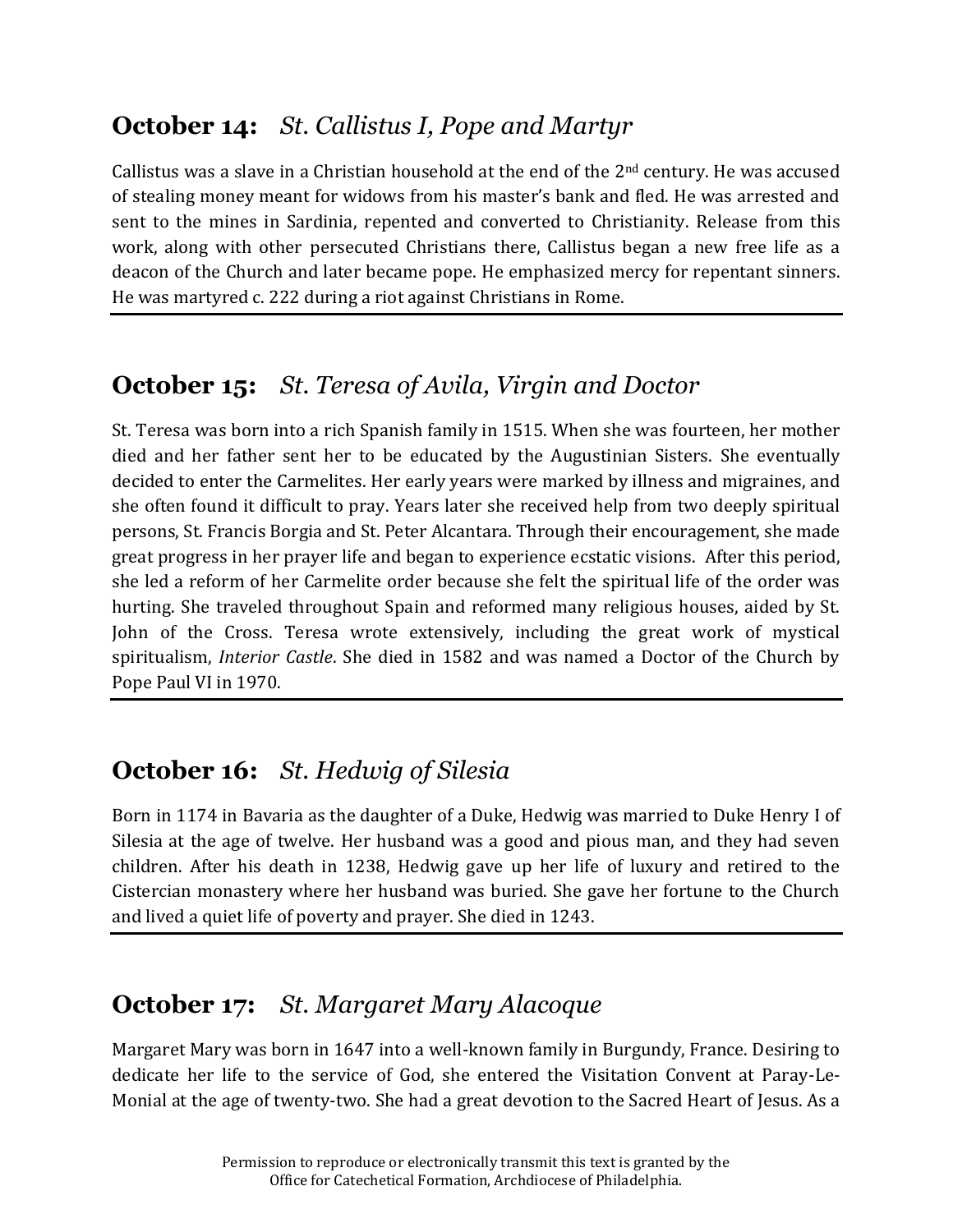## **October 14:** *St. Callistus I, Pope and Martyr*

Callistus was a slave in a Christian household at the end of the 2nd century. He was accused of stealing money meant for widows from his master's bank and fled. He was arrested and sent to the mines in Sardinia, repented and converted to Christianity. Release from this work, along with other persecuted Christians there, Callistus began a new free life as a deacon of the Church and later became pope. He emphasized mercy for repentant sinners. He was martyred c. 222 during a riot against Christians in Rome.

---

## **October 15:** *St. Teresa of Avila, Virgin and Doctor*

St. Teresa was born into a rich Spanish family in 1515. When she was fourteen, her mother died and her father sent her to be educated by the Augustinian Sisters. She eventually decided to enter the Carmelites. Her early years were marked by illness and migraines, and she often found it difficult to pray. Years later she received help from two deeply spiritual persons, St. Francis Borgia and St. Peter Alcantara. Through their encouragement, she made great progress in her prayer life and began to experience ecstatic visions. After this period, she led a reform of her Carmelite order because she felt the spiritual life of the order was hurting. She traveled throughout Spain and reformed many religious houses, aided by St. John of the Cross. Teresa wrote extensively, including the great work of mystical spiritualism, *Interior Castle*. She died in 1582 and was named a Doctor of the Church by Pope Paul VI in 1970.

---

## **October 16:** *St. Hedwig of Silesia*

Born in 1174 in Bavaria as the daughter of a Duke, Hedwig was married to Duke Henry I of Silesia at the age of twelve. Her husband was a good and pious man, and they had seven children. After his death in 1238, Hedwig gave up her life of luxury and retired to the Cistercian monastery where her husband was buried. She gave her fortune to the Church and lived a quiet life of poverty and prayer. She died in 1243.

---

## **October 17:** *St. Margaret Mary Alacoque*

Margaret Mary was born in 1647 into a well-known family in Burgundy, France. Desiring to dedicate her life to the service of God, she entered the Visitation Convent at Paray-Le-Monial at the age of twenty-two. She had a great devotion to the Sacred Heart of Jesus. As a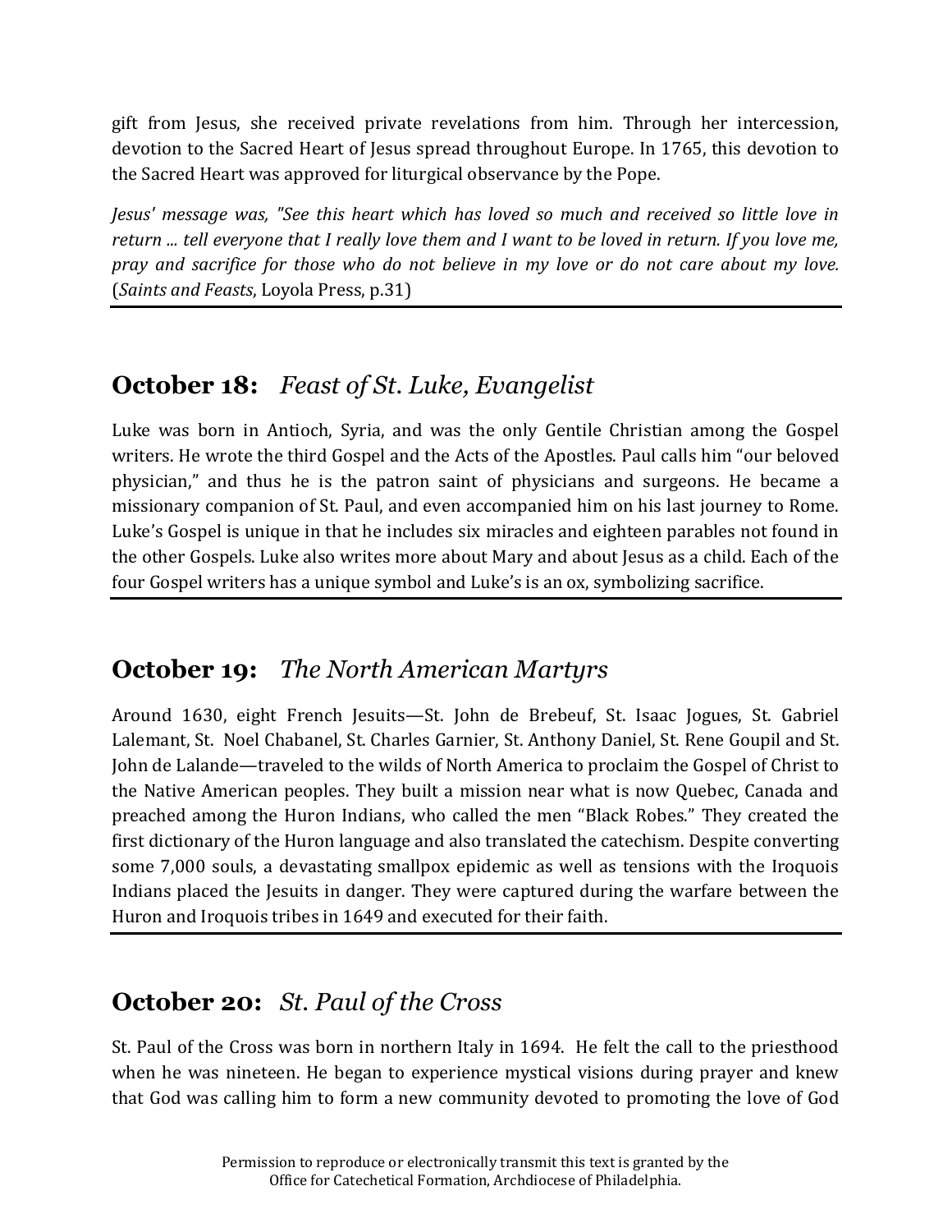gift from Jesus, she received private revelations from him. Through her intercession, devotion to the Sacred Heart of Jesus spread throughout Europe. In 1765, this devotion to the Sacred Heart was approved for liturgical observance by the Pope.

*Jesus' message was, "See this heart which has loved so much and received so little love in return ... tell everyone that I really love them and I want to be loved in return. If you love me, pray and sacrifice for those who do not believe in my love or do not care about my love.* (*Saints and Feasts*, Loyola Press, p.31)

---

## October 18: *Feast of St. Luke, Evangelist*

Luke was born in Antioch, Syria, and was the only Gentile Christian among the Gospel writers. He wrote the third Gospel and the Acts of the Apostles. Paul calls him "our beloved physician," and thus he is the patron saint of physicians and surgeons. He became a missionary companion of St. Paul, and even accompanied him on his last journey to Rome. Luke's Gospel is unique in that he includes six miracles and eighteen parables not found in the other Gospels. Luke also writes more about Mary and about Jesus as a child. Each of the four Gospel writers has a unique symbol and Luke's is an ox, symbolizing sacrifice.

---

## October 19: *The North American Martyrs*

Around 1630, eight French Jesuits—St. John de Brebeuf, St. Isaac Jogues, St. Gabriel Lalemant, St. Noel Chabanel, St. Charles Garnier, St. Anthony Daniel, St. Rene Goupil and St. John de Lalande—traveled to the wilds of North America to proclaim the Gospel of Christ to the Native American peoples. They built a mission near what is now Quebec, Canada and preached among the Huron Indians, who called the men "Black Robes." They created the first dictionary of the Huron language and also translated the catechism. Despite converting some 7,000 souls, a devastating smallpox epidemic as well as tensions with the Iroquois Indians placed the Jesuits in danger. They were captured during the warfare between the Huron and Iroquois tribes in 1649 and executed for their faith.

---

## October 20: *St. Paul of the Cross*

St. Paul of the Cross was born in northern Italy in 1694. He felt the call to the priesthood when he was nineteen. He began to experience mystical visions during prayer and knew that God was calling him to form a new community devoted to promoting the love of God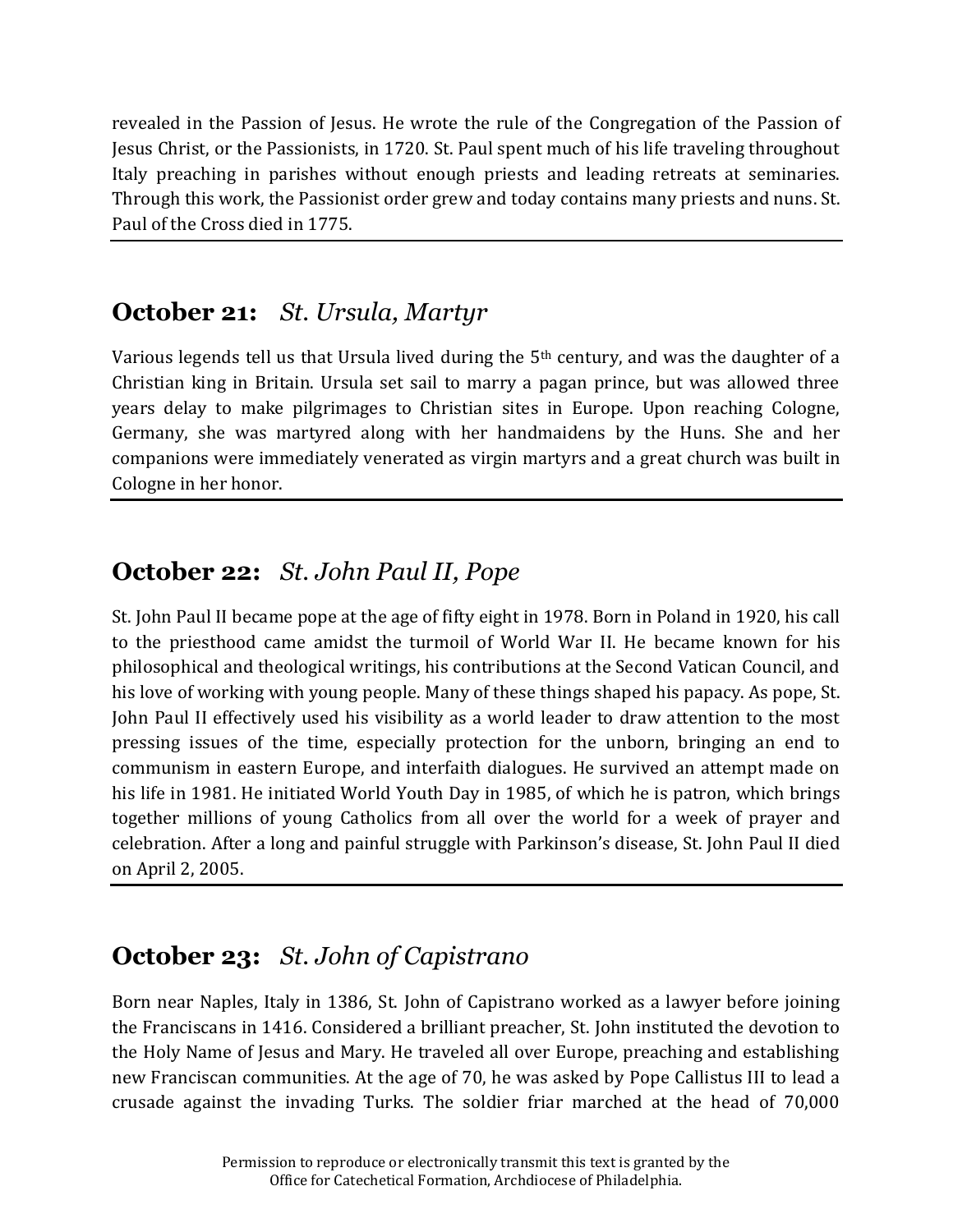revealed in the Passion of Jesus. He wrote the rule of the Congregation of the Passion of Jesus Christ, or the Passionists, in 1720. St. Paul spent much of his life traveling throughout Italy preaching in parishes without enough priests and leading retreats at seminaries. Through this work, the Passionist order grew and today contains many priests and nuns. St. Paul of the Cross died in 1775.

---

## October 21: *St. Ursula, Martyr*

Various legends tell us that Ursula lived during the 5th century, and was the daughter of a Christian king in Britain. Ursula set sail to marry a pagan prince, but was allowed three years delay to make pilgrimages to Christian sites in Europe. Upon reaching Cologne, Germany, she was martyred along with her handmaidens by the Huns. She and her companions were immediately venerated as virgin martyrs and a great church was built in Cologne in her honor.

---

## October 22: *St. John Paul II, Pope*

St. John Paul II became pope at the age of fifty eight in 1978. Born in Poland in 1920, his call to the priesthood came amidst the turmoil of World War II. He became known for his philosophical and theological writings, his contributions at the Second Vatican Council, and his love of working with young people. Many of these things shaped his papacy. As pope, St. John Paul II effectively used his visibility as a world leader to draw attention to the most pressing issues of the time, especially protection for the unborn, bringing an end to communism in eastern Europe, and interfaith dialogues. He survived an attempt made on his life in 1981. He initiated World Youth Day in 1985, of which he is patron, which brings together millions of young Catholics from all over the world for a week of prayer and celebration. After a long and painful struggle with Parkinson's disease, St. John Paul II died on April 2, 2005.

---

## October 23: *St. John of Capistrano*

Born near Naples, Italy in 1386, St. John of Capistrano worked as a lawyer before joining the Franciscans in 1416. Considered a brilliant preacher, St. John instituted the devotion to the Holy Name of Jesus and Mary. He traveled all over Europe, preaching and establishing new Franciscan communities. At the age of 70, he was asked by Pope Callistus III to lead a crusade against the invading Turks. The soldier friar marched at the head of 70,000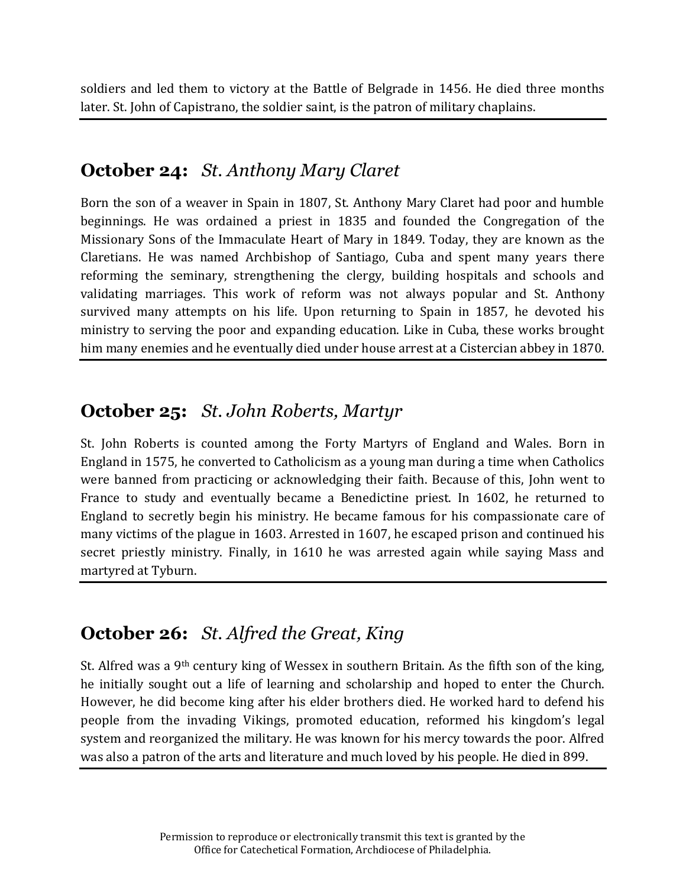soldiers and led them to victory at the Battle of Belgrade in 1456. He died three months later. St. John of Capistrano, the soldier saint, is the patron of military chaplains.

## October 24: *St. Anthony Mary Claret*

Born the son of a weaver in Spain in 1807, St. Anthony Mary Claret had poor and humble beginnings. He was ordained a priest in 1835 and founded the Congregation of the Missionary Sons of the Immaculate Heart of Mary in 1849. Today, they are known as the Claretians. He was named Archbishop of Santiago, Cuba and spent many years there reforming the seminary, strengthening the clergy, building hospitals and schools and validating marriages. This work of reform was not always popular and St. Anthony survived many attempts on his life. Upon returning to Spain in 1857, he devoted his ministry to serving the poor and expanding education. Like in Cuba, these works brought him many enemies and he eventually died under house arrest at a Cistercian abbey in 1870.

## October 25: *St. John Roberts, Martyr*

St. John Roberts is counted among the Forty Martyrs of England and Wales. Born in England in 1575, he converted to Catholicism as a young man during a time when Catholics were banned from practicing or acknowledging their faith. Because of this, John went to France to study and eventually became a Benedictine priest. In 1602, he returned to England to secretly begin his ministry. He became famous for his compassionate care of many victims of the plague in 1603. Arrested in 1607, he escaped prison and continued his secret priestly ministry. Finally, in 1610 he was arrested again while saying Mass and martyred at Tyburn.

## October 26: *St. Alfred the Great, King*

St. Alfred was a 9th century king of Wessex in southern Britain. As the fifth son of the king, he initially sought out a life of learning and scholarship and hoped to enter the Church. However, he did become king after his elder brothers died. He worked hard to defend his people from the invading Vikings, promoted education, reformed his kingdom's legal system and reorganized the military. He was known for his mercy towards the poor. Alfred was also a patron of the arts and literature and much loved by his people. He died in 899.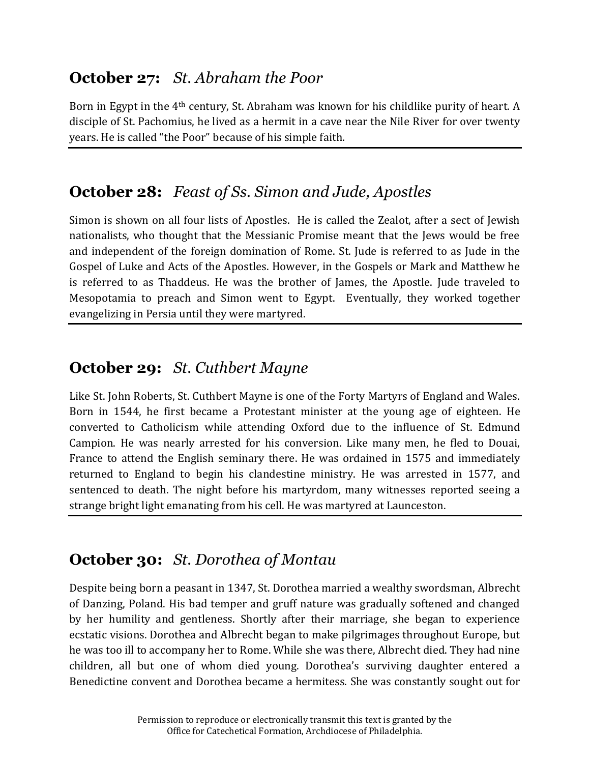## **October 27:** *St. Abraham the Poor*

Born in Egypt in the 4th century, St. Abraham was known for his childlike purity of heart. A disciple of St. Pachomius, he lived as a hermit in a cave near the Nile River for over twenty years. He is called "the Poor" because of his simple faith.

---

## **October 28:** *Feast of Ss. Simon and Jude, Apostles*

Simon is shown on all four lists of Apostles. He is called the Zealot, after a sect of Jewish nationalists, who thought that the Messianic Promise meant that the Jews would be free and independent of the foreign domination of Rome. St. Jude is referred to as Jude in the Gospel of Luke and Acts of the Apostles. However, in the Gospels or Mark and Matthew he is referred to as Thaddeus. He was the brother of James, the Apostle. Jude traveled to Mesopotamia to preach and Simon went to Egypt. Eventually, they worked together evangelizing in Persia until they were martyred.

---

## **October 29:** *St. Cuthbert Mayne*

Like St. John Roberts, St. Cuthbert Mayne is one of the Forty Martyrs of England and Wales. Born in 1544, he first became a Protestant minister at the young age of eighteen. He converted to Catholicism while attending Oxford due to the influence of St. Edmund Campion. He was nearly arrested for his conversion. Like many men, he fled to Douai, France to attend the English seminary there. He was ordained in 1575 and immediately returned to England to begin his clandestine ministry. He was arrested in 1577, and sentenced to death. The night before his martyrdom, many witnesses reported seeing a strange bright light emanating from his cell. He was martyred at Launceston.

---

## **October 30:** *St. Dorothea of Montau*

Despite being born a peasant in 1347, St. Dorothea married a wealthy swordsman, Albrecht of Danzing, Poland. His bad temper and gruff nature was gradually softened and changed by her humility and gentleness. Shortly after their marriage, she began to experience ecstatic visions. Dorothea and Albrecht began to make pilgrimages throughout Europe, but he was too ill to accompany her to Rome. While she was there, Albrecht died. They had nine children, all but one of whom died young. Dorothea's surviving daughter entered a Benedictine convent and Dorothea became a hermitess. She was constantly sought out for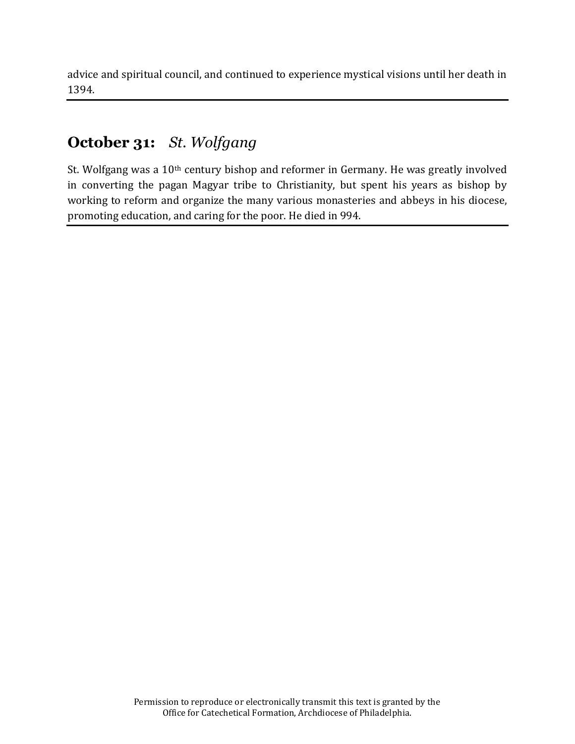advice and spiritual council, and continued to experience mystical visions until her death in 1394.

---

## **October 31:** *St. Wolfgang*

St. Wolfgang was a 10th century bishop and reformer in Germany. He was greatly involved in converting the pagan Magyar tribe to Christianity, but spent his years as bishop by working to reform and organize the many various monasteries and abbeys in his diocese, promoting education, and caring for the poor. He died in 994.

---

Permission to reproduce or electronically transmit this text is granted by the Office for Catechetical Formation, Archdiocese of Philadelphia.